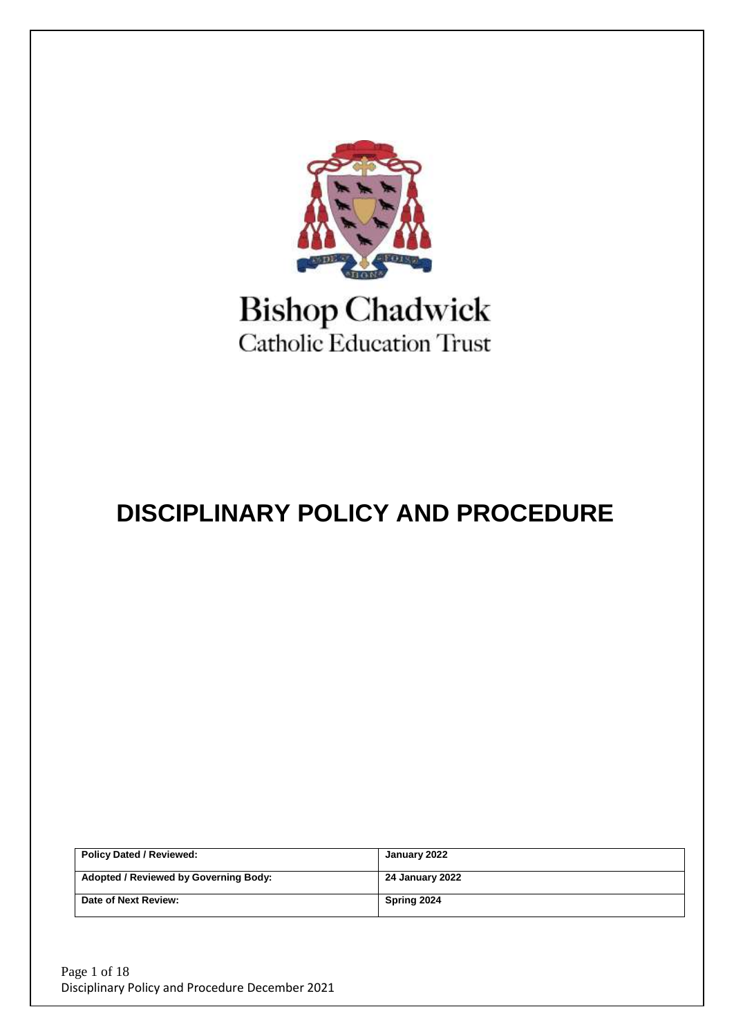Bishop Chadwick
Catholic Education Trust

# DISCIPLINARY POLICY AND PROCEDURE

| Policy Dated / Reviewed: | January 2022 |
|---|---|
| Adopted / Reviewed by Governing Body: | 24 January 2022 |
| Date of Next Review: | Spring 2024 |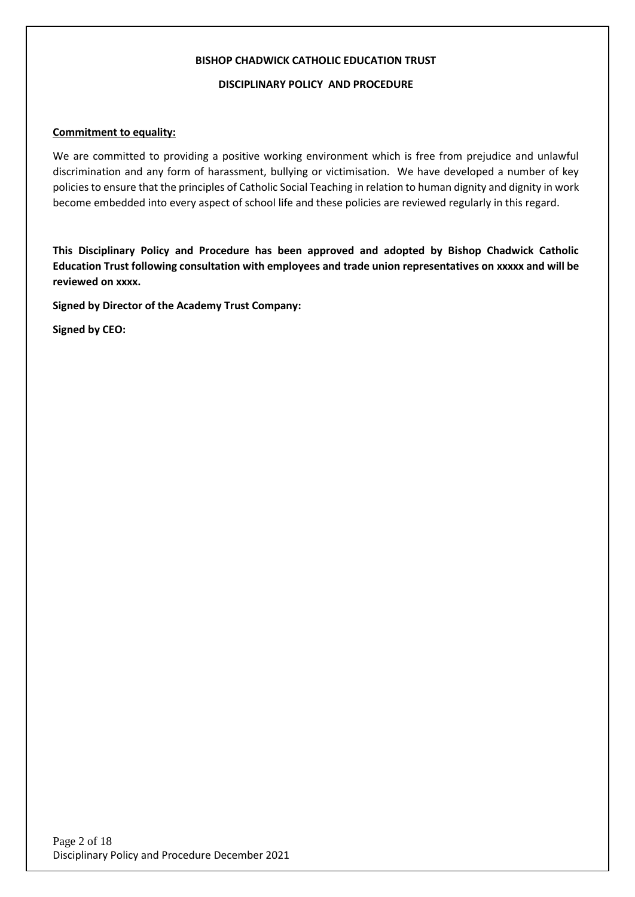**BISHOP CHADWICK CATHOLIC EDUCATION TRUST**

**DISCIPLINARY POLICY AND PROCEDURE**

**Commitment to equality:**

We are committed to providing a positive working environment which is free from prejudice and unlawful discrimination and any form of harassment, bullying or victimisation. We have developed a number of key policies to ensure that the principles of Catholic Social Teaching in relation to human dignity and dignity in work become embedded into every aspect of school life and these policies are reviewed regularly in this regard.

**This Disciplinary Policy and Procedure has been approved and adopted by Bishop Chadwick Catholic Education Trust following consultation with employees and trade union representatives on xxxxx and will be reviewed on xxxx.**

**Signed by Director of the Academy Trust Company:**

**Signed by CEO:**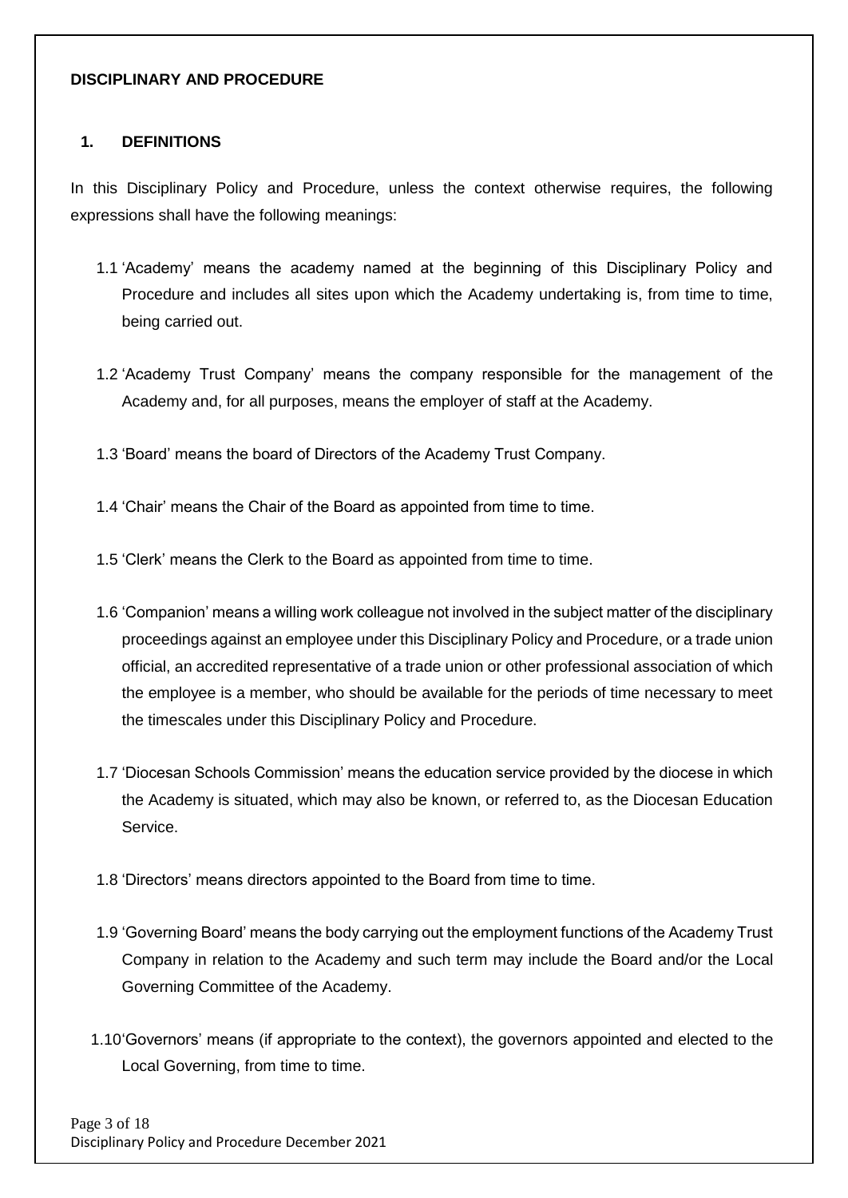**DISCIPLINARY AND PROCEDURE**

## 1. DEFINITIONS

In this Disciplinary Policy and Procedure, unless the context otherwise requires, the following expressions shall have the following meanings:

1.1 'Academy' means the academy named at the beginning of this Disciplinary Policy and Procedure and includes all sites upon which the Academy undertaking is, from time to time, being carried out.

1.2 'Academy Trust Company' means the company responsible for the management of the Academy and, for all purposes, means the employer of staff at the Academy.

1.3 'Board' means the board of Directors of the Academy Trust Company.

1.4 'Chair' means the Chair of the Board as appointed from time to time.

1.5 'Clerk' means the Clerk to the Board as appointed from time to time.

1.6 'Companion' means a willing work colleague not involved in the subject matter of the disciplinary proceedings against an employee under this Disciplinary Policy and Procedure, or a trade union official, an accredited representative of a trade union or other professional association of which the employee is a member, who should be available for the periods of time necessary to meet the timescales under this Disciplinary Policy and Procedure.

1.7 'Diocesan Schools Commission' means the education service provided by the diocese in which the Academy is situated, which may also be known, or referred to, as the Diocesan Education Service.

1.8 'Directors' means directors appointed to the Board from time to time.

1.9 'Governing Board' means the body carrying out the employment functions of the Academy Trust Company in relation to the Academy and such term may include the Board and/or the Local Governing Committee of the Academy.

1.10 'Governors' means (if appropriate to the context), the governors appointed and elected to the Local Governing, from time to time.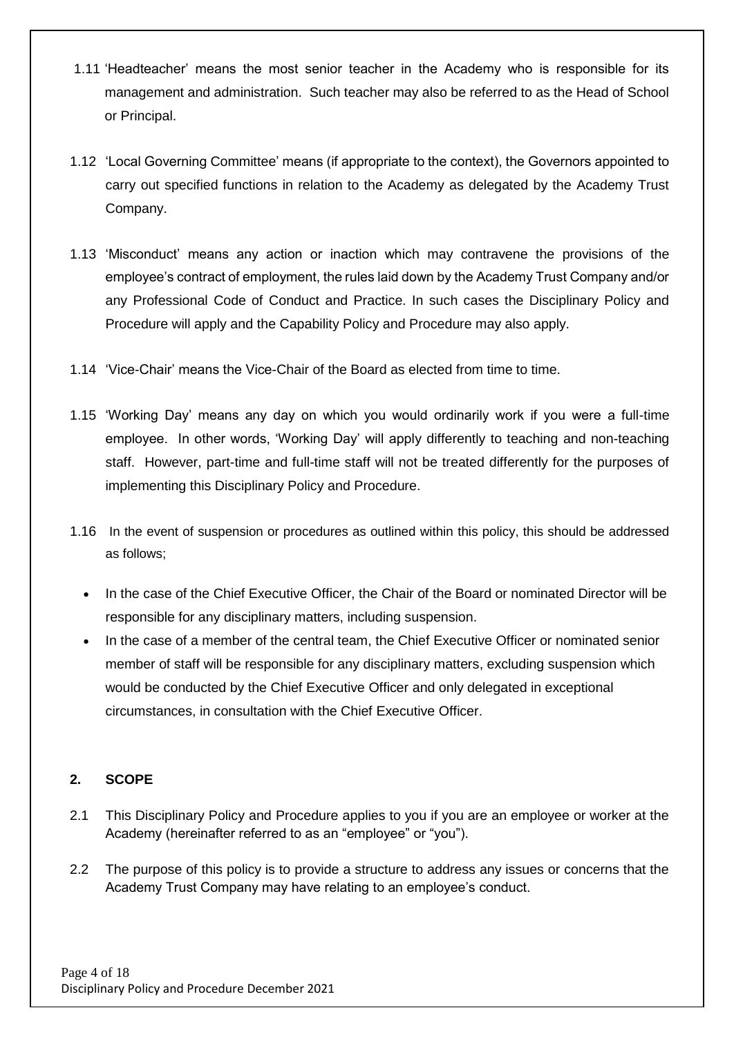1.11 'Headteacher' means the most senior teacher in the Academy who is responsible for its management and administration. Such teacher may also be referred to as the Head of School or Principal.

1.12 'Local Governing Committee' means (if appropriate to the context), the Governors appointed to carry out specified functions in relation to the Academy as delegated by the Academy Trust Company.

1.13 'Misconduct' means any action or inaction which may contravene the provisions of the employee's contract of employment, the rules laid down by the Academy Trust Company and/or any Professional Code of Conduct and Practice. In such cases the Disciplinary Policy and Procedure will apply and the Capability Policy and Procedure may also apply.

1.14 'Vice-Chair' means the Vice-Chair of the Board as elected from time to time.

1.15 'Working Day' means any day on which you would ordinarily work if you were a full-time employee. In other words, 'Working Day' will apply differently to teaching and non-teaching staff. However, part-time and full-time staff will not be treated differently for the purposes of implementing this Disciplinary Policy and Procedure.

1.16 In the event of suspension or procedures as outlined within this policy, this should be addressed as follows;

- In the case of the Chief Executive Officer, the Chair of the Board or nominated Director will be responsible for any disciplinary matters, including suspension.
- In the case of a member of the central team, the Chief Executive Officer or nominated senior member of staff will be responsible for any disciplinary matters, excluding suspension which would be conducted by the Chief Executive Officer and only delegated in exceptional circumstances, in consultation with the Chief Executive Officer.

## 2. SCOPE

2.1 This Disciplinary Policy and Procedure applies to you if you are an employee or worker at the Academy (hereinafter referred to as an "employee" or "you").

2.2 The purpose of this policy is to provide a structure to address any issues or concerns that the Academy Trust Company may have relating to an employee's conduct.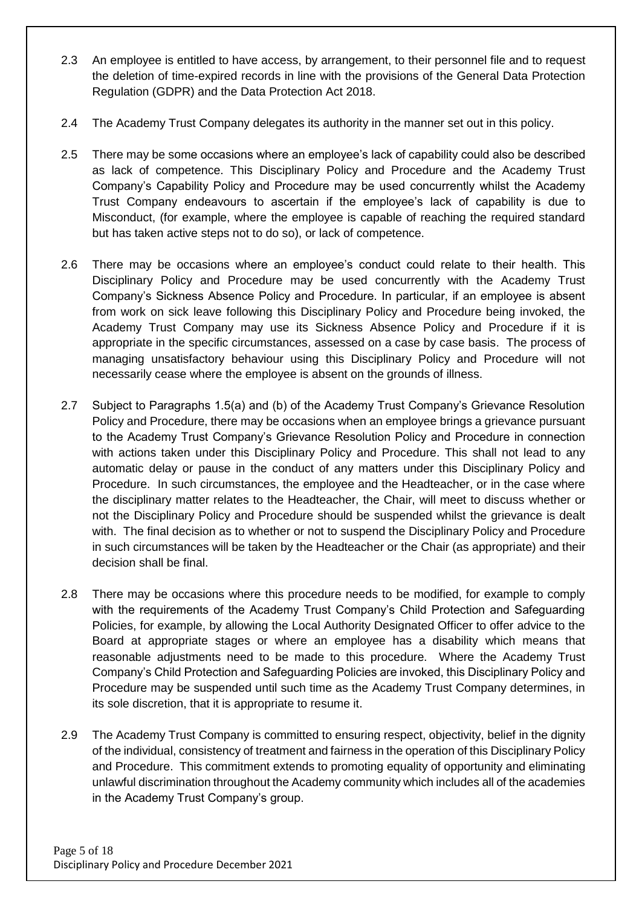2.3 An employee is entitled to have access, by arrangement, to their personnel file and to request the deletion of time-expired records in line with the provisions of the General Data Protection Regulation (GDPR) and the Data Protection Act 2018.

2.4 The Academy Trust Company delegates its authority in the manner set out in this policy.

2.5 There may be some occasions where an employee's lack of capability could also be described as lack of competence. This Disciplinary Policy and Procedure and the Academy Trust Company's Capability Policy and Procedure may be used concurrently whilst the Academy Trust Company endeavours to ascertain if the employee's lack of capability is due to Misconduct, (for example, where the employee is capable of reaching the required standard but has taken active steps not to do so), or lack of competence.

2.6 There may be occasions where an employee's conduct could relate to their health. This Disciplinary Policy and Procedure may be used concurrently with the Academy Trust Company's Sickness Absence Policy and Procedure. In particular, if an employee is absent from work on sick leave following this Disciplinary Policy and Procedure being invoked, the Academy Trust Company may use its Sickness Absence Policy and Procedure if it is appropriate in the specific circumstances, assessed on a case by case basis. The process of managing unsatisfactory behaviour using this Disciplinary Policy and Procedure will not necessarily cease where the employee is absent on the grounds of illness.

2.7 Subject to Paragraphs 1.5(a) and (b) of the Academy Trust Company's Grievance Resolution Policy and Procedure, there may be occasions when an employee brings a grievance pursuant to the Academy Trust Company's Grievance Resolution Policy and Procedure in connection with actions taken under this Disciplinary Policy and Procedure. This shall not lead to any automatic delay or pause in the conduct of any matters under this Disciplinary Policy and Procedure. In such circumstances, the employee and the Headteacher, or in the case where the disciplinary matter relates to the Headteacher, the Chair, will meet to discuss whether or not the Disciplinary Policy and Procedure should be suspended whilst the grievance is dealt with. The final decision as to whether or not to suspend the Disciplinary Policy and Procedure in such circumstances will be taken by the Headteacher or the Chair (as appropriate) and their decision shall be final.

2.8 There may be occasions where this procedure needs to be modified, for example to comply with the requirements of the Academy Trust Company's Child Protection and Safeguarding Policies, for example, by allowing the Local Authority Designated Officer to offer advice to the Board at appropriate stages or where an employee has a disability which means that reasonable adjustments need to be made to this procedure. Where the Academy Trust Company's Child Protection and Safeguarding Policies are invoked, this Disciplinary Policy and Procedure may be suspended until such time as the Academy Trust Company determines, in its sole discretion, that it is appropriate to resume it.

2.9 The Academy Trust Company is committed to ensuring respect, objectivity, belief in the dignity of the individual, consistency of treatment and fairness in the operation of this Disciplinary Policy and Procedure. This commitment extends to promoting equality of opportunity and eliminating unlawful discrimination throughout the Academy community which includes all of the academies in the Academy Trust Company's group.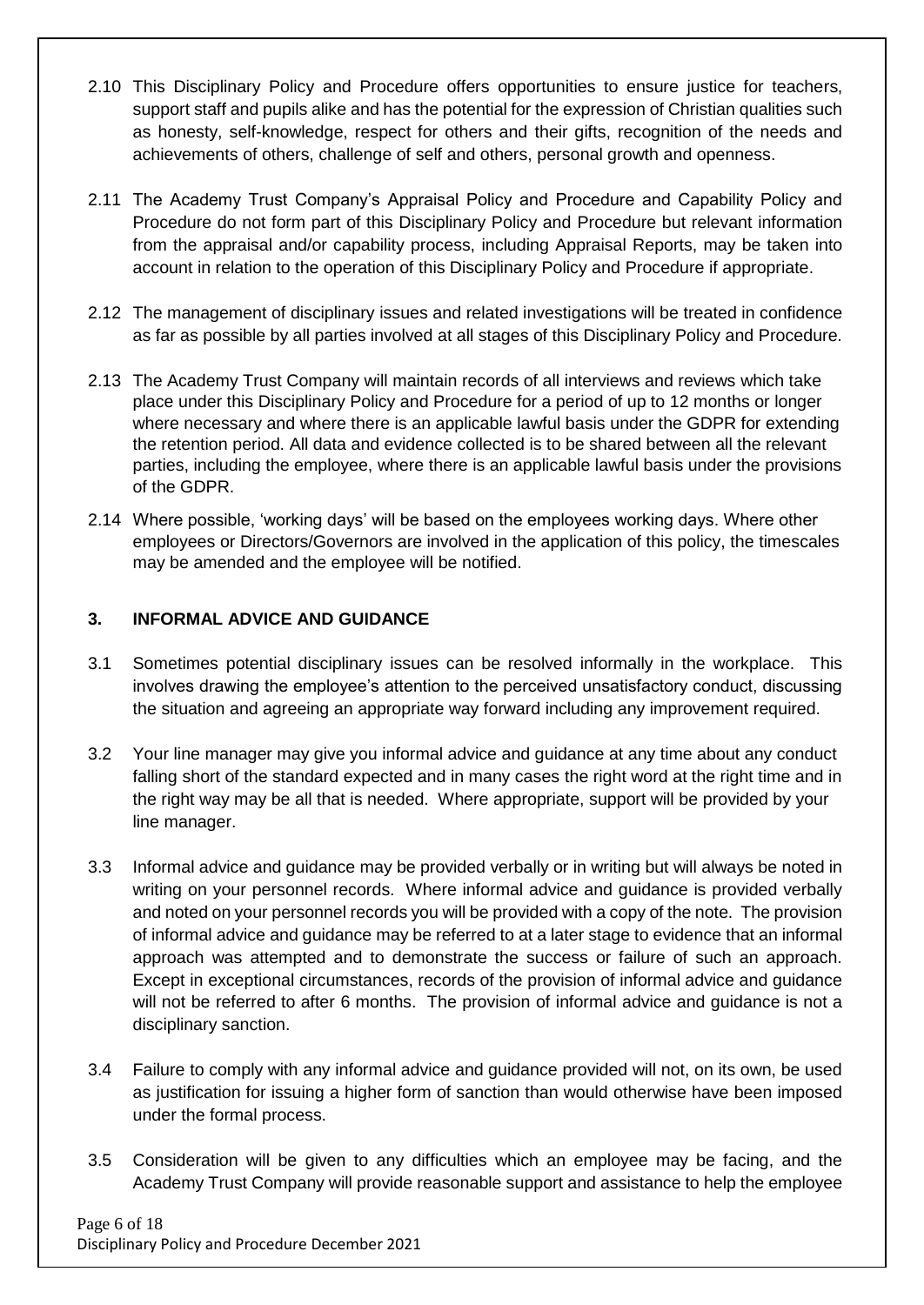2.10 This Disciplinary Policy and Procedure offers opportunities to ensure justice for teachers, support staff and pupils alike and has the potential for the expression of Christian qualities such as honesty, self-knowledge, respect for others and their gifts, recognition of the needs and achievements of others, challenge of self and others, personal growth and openness.

2.11 The Academy Trust Company's Appraisal Policy and Procedure and Capability Policy and Procedure do not form part of this Disciplinary Policy and Procedure but relevant information from the appraisal and/or capability process, including Appraisal Reports, may be taken into account in relation to the operation of this Disciplinary Policy and Procedure if appropriate.

2.12 The management of disciplinary issues and related investigations will be treated in confidence as far as possible by all parties involved at all stages of this Disciplinary Policy and Procedure.

2.13 The Academy Trust Company will maintain records of all interviews and reviews which take place under this Disciplinary Policy and Procedure for a period of up to 12 months or longer where necessary and where there is an applicable lawful basis under the GDPR for extending the retention period. All data and evidence collected is to be shared between all the relevant parties, including the employee, where there is an applicable lawful basis under the provisions of the GDPR.

2.14 Where possible, 'working days' will be based on the employees working days. Where other employees or Directors/Governors are involved in the application of this policy, the timescales may be amended and the employee will be notified.

## 3. INFORMAL ADVICE AND GUIDANCE

3.1 Sometimes potential disciplinary issues can be resolved informally in the workplace. This involves drawing the employee's attention to the perceived unsatisfactory conduct, discussing the situation and agreeing an appropriate way forward including any improvement required.

3.2 Your line manager may give you informal advice and guidance at any time about any conduct falling short of the standard expected and in many cases the right word at the right time and in the right way may be all that is needed. Where appropriate, support will be provided by your line manager.

3.3 Informal advice and guidance may be provided verbally or in writing but will always be noted in writing on your personnel records. Where informal advice and guidance is provided verbally and noted on your personnel records you will be provided with a copy of the note. The provision of informal advice and guidance may be referred to at a later stage to evidence that an informal approach was attempted and to demonstrate the success or failure of such an approach. Except in exceptional circumstances, records of the provision of informal advice and guidance will not be referred to after 6 months. The provision of informal advice and guidance is not a disciplinary sanction.

3.4 Failure to comply with any informal advice and guidance provided will not, on its own, be used as justification for issuing a higher form of sanction than would otherwise have been imposed under the formal process.

3.5 Consideration will be given to any difficulties which an employee may be facing, and the Academy Trust Company will provide reasonable support and assistance to help the employee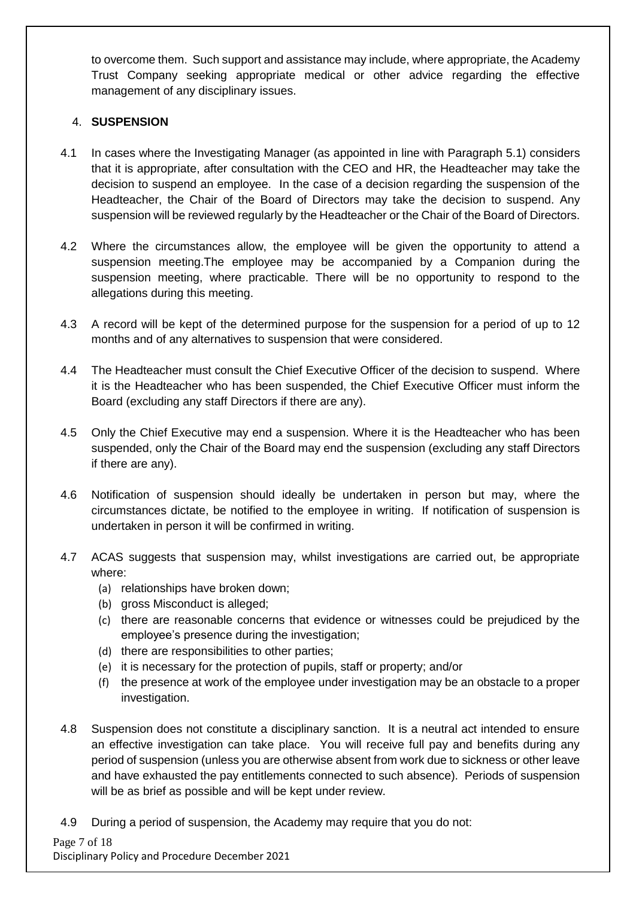to overcome them. Such support and assistance may include, where appropriate, the Academy Trust Company seeking appropriate medical or other advice regarding the effective management of any disciplinary issues.

## 4. SUSPENSION

4.1 In cases where the Investigating Manager (as appointed in line with Paragraph 5.1) considers that it is appropriate, after consultation with the CEO and HR, the Headteacher may take the decision to suspend an employee. In the case of a decision regarding the suspension of the Headteacher, the Chair of the Board of Directors may take the decision to suspend. Any suspension will be reviewed regularly by the Headteacher or the Chair of the Board of Directors.

4.2 Where the circumstances allow, the employee will be given the opportunity to attend a suspension meeting.The employee may be accompanied by a Companion during the suspension meeting, where practicable. There will be no opportunity to respond to the allegations during this meeting.

4.3 A record will be kept of the determined purpose for the suspension for a period of up to 12 months and of any alternatives to suspension that were considered.

4.4 The Headteacher must consult the Chief Executive Officer of the decision to suspend. Where it is the Headteacher who has been suspended, the Chief Executive Officer must inform the Board (excluding any staff Directors if there are any).

4.5 Only the Chief Executive may end a suspension. Where it is the Headteacher who has been suspended, only the Chair of the Board may end the suspension (excluding any staff Directors if there are any).

4.6 Notification of suspension should ideally be undertaken in person but may, where the circumstances dictate, be notified to the employee in writing. If notification of suspension is undertaken in person it will be confirmed in writing.

4.7 ACAS suggests that suspension may, whilst investigations are carried out, be appropriate where:

(a) relationships have broken down;
(b) gross Misconduct is alleged;
(c) there are reasonable concerns that evidence or witnesses could be prejudiced by the employee's presence during the investigation;
(d) there are responsibilities to other parties;
(e) it is necessary for the protection of pupils, staff or property; and/or
(f) the presence at work of the employee under investigation may be an obstacle to a proper investigation.

4.8 Suspension does not constitute a disciplinary sanction. It is a neutral act intended to ensure an effective investigation can take place. You will receive full pay and benefits during any period of suspension (unless you are otherwise absent from work due to sickness or other leave and have exhausted the pay entitlements connected to such absence). Periods of suspension will be as brief as possible and will be kept under review.

4.9 During a period of suspension, the Academy may require that you do not: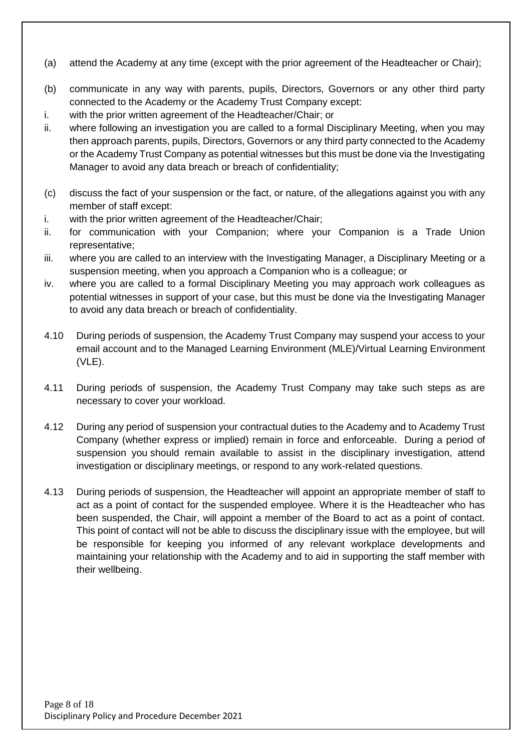(a) attend the Academy at any time (except with the prior agreement of the Headteacher or Chair);

(b) communicate in any way with parents, pupils, Directors, Governors or any other third party connected to the Academy or the Academy Trust Company except:

i. with the prior written agreement of the Headteacher/Chair; or

ii. where following an investigation you are called to a formal Disciplinary Meeting, when you may then approach parents, pupils, Directors, Governors or any third party connected to the Academy or the Academy Trust Company as potential witnesses but this must be done via the Investigating Manager to avoid any data breach or breach of confidentiality;

(c) discuss the fact of your suspension or the fact, or nature, of the allegations against you with any member of staff except:

i. with the prior written agreement of the Headteacher/Chair;

ii. for communication with your Companion; where your Companion is a Trade Union representative;

iii. where you are called to an interview with the Investigating Manager, a Disciplinary Meeting or a suspension meeting, when you approach a Companion who is a colleague; or

iv. where you are called to a formal Disciplinary Meeting you may approach work colleagues as potential witnesses in support of your case, but this must be done via the Investigating Manager to avoid any data breach or breach of confidentiality.

4.10 During periods of suspension, the Academy Trust Company may suspend your access to your email account and to the Managed Learning Environment (MLE)/Virtual Learning Environment (VLE).

4.11 During periods of suspension, the Academy Trust Company may take such steps as are necessary to cover your workload.

4.12 During any period of suspension your contractual duties to the Academy and to Academy Trust Company (whether express or implied) remain in force and enforceable. During a period of suspension you should remain available to assist in the disciplinary investigation, attend investigation or disciplinary meetings, or respond to any work-related questions.

4.13 During periods of suspension, the Headteacher will appoint an appropriate member of staff to act as a point of contact for the suspended employee. Where it is the Headteacher who has been suspended, the Chair, will appoint a member of the Board to act as a point of contact. This point of contact will not be able to discuss the disciplinary issue with the employee, but will be responsible for keeping you informed of any relevant workplace developments and maintaining your relationship with the Academy and to aid in supporting the staff member with their wellbeing.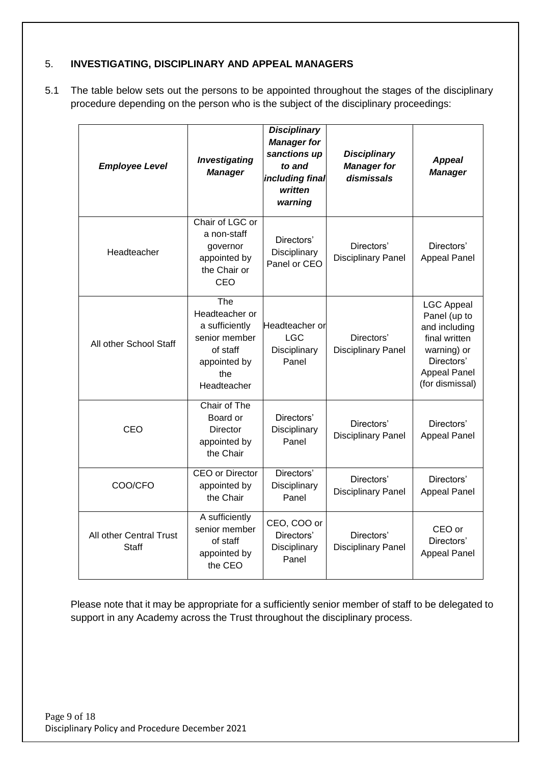## 5. INVESTIGATING, DISCIPLINARY AND APPEAL MANAGERS

5.1 The table below sets out the persons to be appointed throughout the stages of the disciplinary procedure depending on the person who is the subject of the disciplinary proceedings:

| ***Employee Level*** | ***Investigating Manager*** | ***Disciplinary Manager for sanctions up to and including final written warning*** | ***Disciplinary Manager for dismissals*** | ***Appeal Manager*** |
|---|---|---|---|---|
| Headteacher | Chair of LGC or a non-staff governor appointed by the Chair or CEO | Directors' Disciplinary Panel or CEO | Directors' Disciplinary Panel | Directors' Appeal Panel |
| All other School Staff | The Headteacher or a sufficiently senior member of staff appointed by the Headteacher | Headteacher or LGC Disciplinary Panel | Directors' Disciplinary Panel | LGC Appeal Panel (up to and including final written warning) or Directors' Appeal Panel (for dismissal) |
| CEO | Chair of The Board or Director appointed by the Chair | Directors' Disciplinary Panel | Directors' Disciplinary Panel | Directors' Appeal Panel |
| COO/CFO | CEO or Director appointed by the Chair | Directors' Disciplinary Panel | Directors' Disciplinary Panel | Directors' Appeal Panel |
| All other Central Trust Staff | A sufficiently senior member of staff appointed by the CEO | CEO, COO or Directors' Disciplinary Panel | Directors' Disciplinary Panel | CEO or Directors' Appeal Panel |

Please note that it may be appropriate for a sufficiently senior member of staff to be delegated to support in any Academy across the Trust throughout the disciplinary process.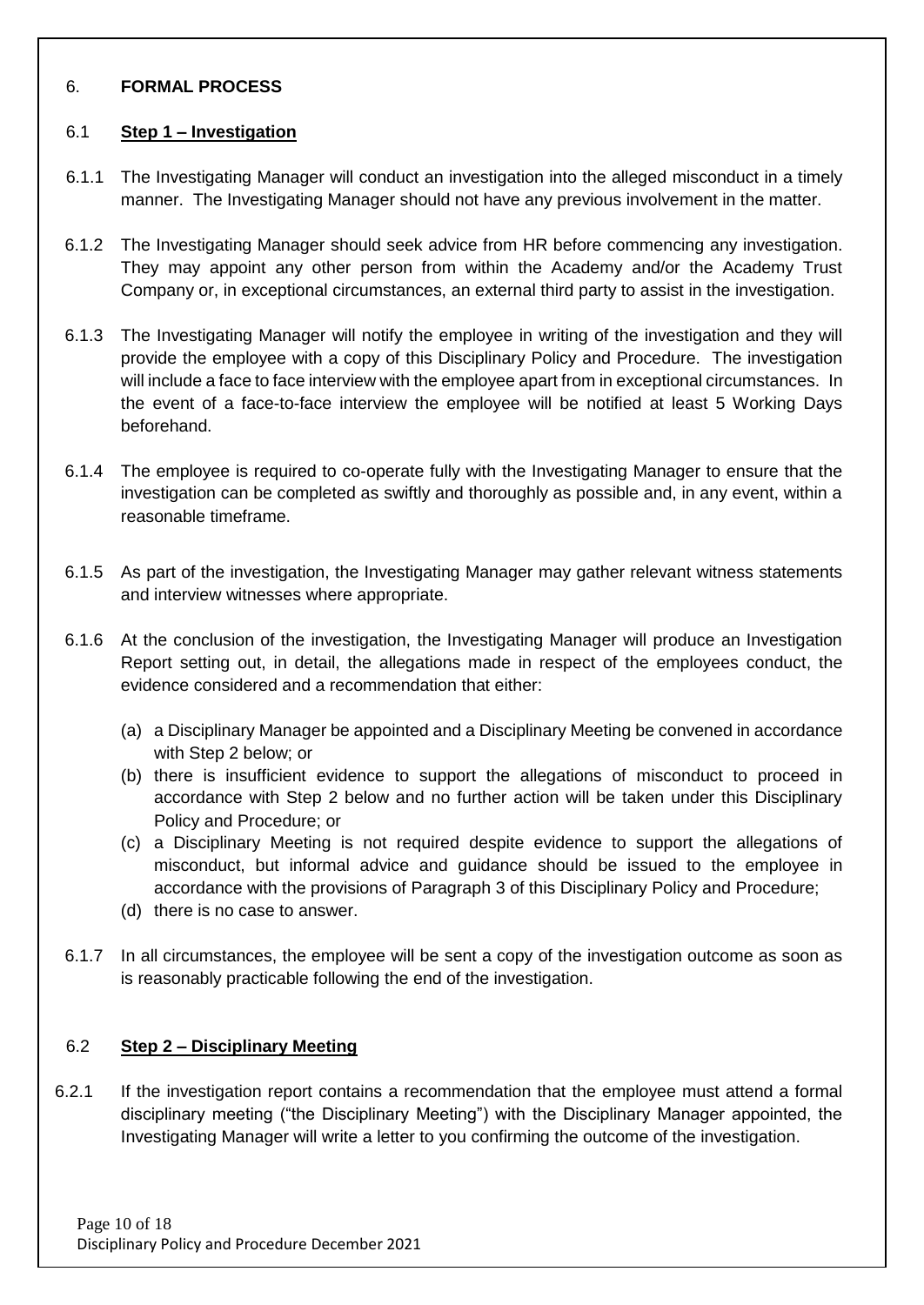## 6. **FORMAL PROCESS**

### 6.1 <u>Step 1 – Investigation</u>

6.1.1 The Investigating Manager will conduct an investigation into the alleged misconduct in a timely manner. The Investigating Manager should not have any previous involvement in the matter.

6.1.2 The Investigating Manager should seek advice from HR before commencing any investigation. They may appoint any other person from within the Academy and/or the Academy Trust Company or, in exceptional circumstances, an external third party to assist in the investigation.

6.1.3 The Investigating Manager will notify the employee in writing of the investigation and they will provide the employee with a copy of this Disciplinary Policy and Procedure. The investigation will include a face to face interview with the employee apart from in exceptional circumstances. In the event of a face-to-face interview the employee will be notified at least 5 Working Days beforehand.

6.1.4 The employee is required to co-operate fully with the Investigating Manager to ensure that the investigation can be completed as swiftly and thoroughly as possible and, in any event, within a reasonable timeframe.

6.1.5 As part of the investigation, the Investigating Manager may gather relevant witness statements and interview witnesses where appropriate.

6.1.6 At the conclusion of the investigation, the Investigating Manager will produce an Investigation Report setting out, in detail, the allegations made in respect of the employees conduct, the evidence considered and a recommendation that either:

(a) a Disciplinary Manager be appointed and a Disciplinary Meeting be convened in accordance with Step 2 below; or
(b) there is insufficient evidence to support the allegations of misconduct to proceed in accordance with Step 2 below and no further action will be taken under this Disciplinary Policy and Procedure; or
(c) a Disciplinary Meeting is not required despite evidence to support the allegations of misconduct, but informal advice and guidance should be issued to the employee in accordance with the provisions of Paragraph 3 of this Disciplinary Policy and Procedure;
(d) there is no case to answer.

6.1.7 In all circumstances, the employee will be sent a copy of the investigation outcome as soon as is reasonably practicable following the end of the investigation.

### 6.2 <u>Step 2 – Disciplinary Meeting</u>

6.2.1 If the investigation report contains a recommendation that the employee must attend a formal disciplinary meeting ("the Disciplinary Meeting") with the Disciplinary Manager appointed, the Investigating Manager will write a letter to you confirming the outcome of the investigation.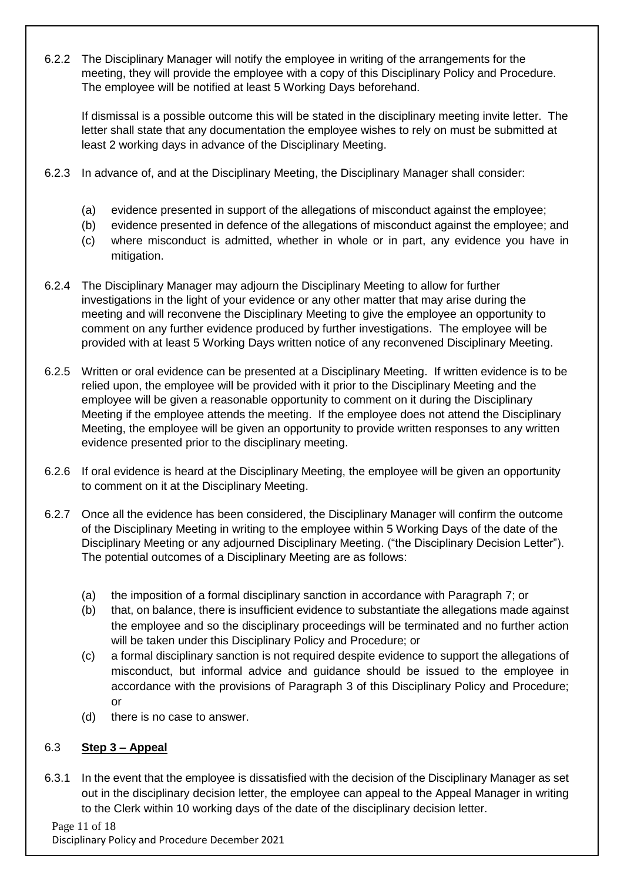6.2.2 The Disciplinary Manager will notify the employee in writing of the arrangements for the meeting, they will provide the employee with a copy of this Disciplinary Policy and Procedure. The employee will be notified at least 5 Working Days beforehand.

If dismissal is a possible outcome this will be stated in the disciplinary meeting invite letter. The letter shall state that any documentation the employee wishes to rely on must be submitted at least 2 working days in advance of the Disciplinary Meeting.

6.2.3 In advance of, and at the Disciplinary Meeting, the Disciplinary Manager shall consider:

(a) evidence presented in support of the allegations of misconduct against the employee;
(b) evidence presented in defence of the allegations of misconduct against the employee; and
(c) where misconduct is admitted, whether in whole or in part, any evidence you have in mitigation.

6.2.4 The Disciplinary Manager may adjourn the Disciplinary Meeting to allow for further investigations in the light of your evidence or any other matter that may arise during the meeting and will reconvene the Disciplinary Meeting to give the employee an opportunity to comment on any further evidence produced by further investigations. The employee will be provided with at least 5 Working Days written notice of any reconvened Disciplinary Meeting.

6.2.5 Written or oral evidence can be presented at a Disciplinary Meeting. If written evidence is to be relied upon, the employee will be provided with it prior to the Disciplinary Meeting and the employee will be given a reasonable opportunity to comment on it during the Disciplinary Meeting if the employee attends the meeting. If the employee does not attend the Disciplinary Meeting, the employee will be given an opportunity to provide written responses to any written evidence presented prior to the disciplinary meeting.

6.2.6 If oral evidence is heard at the Disciplinary Meeting, the employee will be given an opportunity to comment on it at the Disciplinary Meeting.

6.2.7 Once all the evidence has been considered, the Disciplinary Manager will confirm the outcome of the Disciplinary Meeting in writing to the employee within 5 Working Days of the date of the Disciplinary Meeting or any adjourned Disciplinary Meeting. ("the Disciplinary Decision Letter"). The potential outcomes of a Disciplinary Meeting are as follows:

(a) the imposition of a formal disciplinary sanction in accordance with Paragraph 7; or
(b) that, on balance, there is insufficient evidence to substantiate the allegations made against the employee and so the disciplinary proceedings will be terminated and no further action will be taken under this Disciplinary Policy and Procedure; or
(c) a formal disciplinary sanction is not required despite evidence to support the allegations of misconduct, but informal advice and guidance should be issued to the employee in accordance with the provisions of Paragraph 3 of this Disciplinary Policy and Procedure; or
(d) there is no case to answer.

### 6.3 **Step 3 – Appeal**

6.3.1 In the event that the employee is dissatisfied with the decision of the Disciplinary Manager as set out in the disciplinary decision letter, the employee can appeal to the Appeal Manager in writing to the Clerk within 10 working days of the date of the disciplinary decision letter.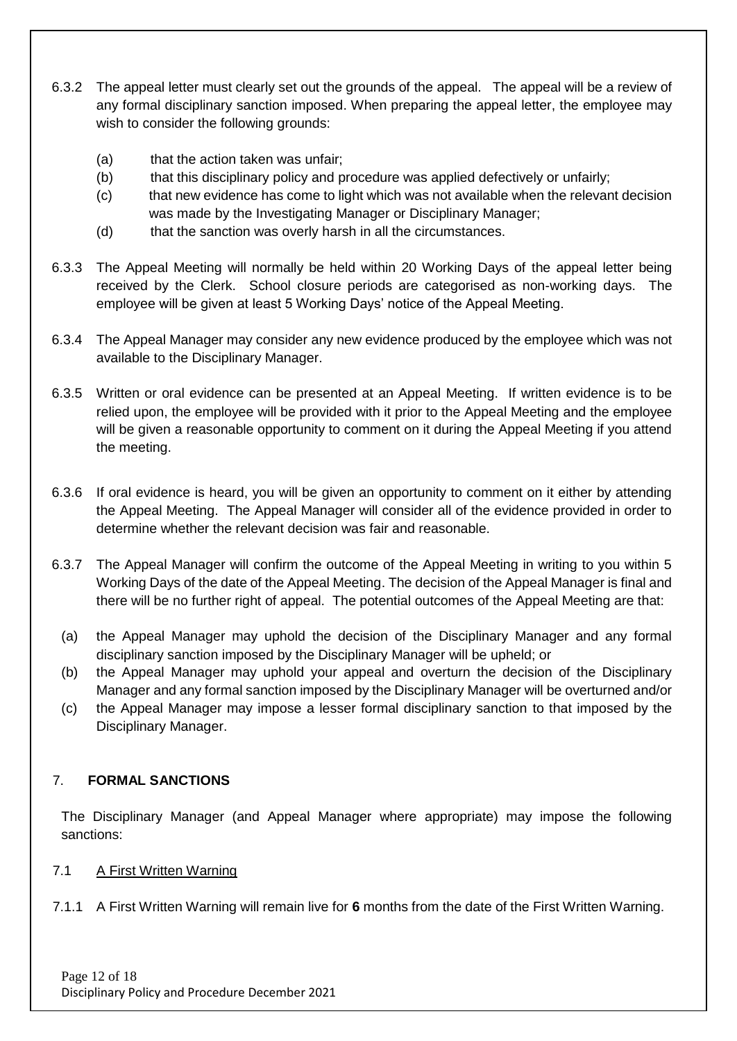6.3.2 The appeal letter must clearly set out the grounds of the appeal. The appeal will be a review of any formal disciplinary sanction imposed. When preparing the appeal letter, the employee may wish to consider the following grounds:

- (a) that the action taken was unfair;
- (b) that this disciplinary policy and procedure was applied defectively or unfairly;
- (c) that new evidence has come to light which was not available when the relevant decision was made by the Investigating Manager or Disciplinary Manager;
- (d) that the sanction was overly harsh in all the circumstances.

6.3.3 The Appeal Meeting will normally be held within 20 Working Days of the appeal letter being received by the Clerk. School closure periods are categorised as non-working days. The employee will be given at least 5 Working Days' notice of the Appeal Meeting.

6.3.4 The Appeal Manager may consider any new evidence produced by the employee which was not available to the Disciplinary Manager.

6.3.5 Written or oral evidence can be presented at an Appeal Meeting. If written evidence is to be relied upon, the employee will be provided with it prior to the Appeal Meeting and the employee will be given a reasonable opportunity to comment on it during the Appeal Meeting if you attend the meeting.

6.3.6 If oral evidence is heard, you will be given an opportunity to comment on it either by attending the Appeal Meeting. The Appeal Manager will consider all of the evidence provided in order to determine whether the relevant decision was fair and reasonable.

6.3.7 The Appeal Manager will confirm the outcome of the Appeal Meeting in writing to you within 5 Working Days of the date of the Appeal Meeting. The decision of the Appeal Manager is final and there will be no further right of appeal. The potential outcomes of the Appeal Meeting are that:

- (a) the Appeal Manager may uphold the decision of the Disciplinary Manager and any formal disciplinary sanction imposed by the Disciplinary Manager will be upheld; or
- (b) the Appeal Manager may uphold your appeal and overturn the decision of the Disciplinary Manager and any formal sanction imposed by the Disciplinary Manager will be overturned and/or
- (c) the Appeal Manager may impose a lesser formal disciplinary sanction to that imposed by the Disciplinary Manager.

## 7. FORMAL SANCTIONS

The Disciplinary Manager (and Appeal Manager where appropriate) may impose the following sanctions:

7.1 A First Written Warning

7.1.1 A First Written Warning will remain live for **6** months from the date of the First Written Warning.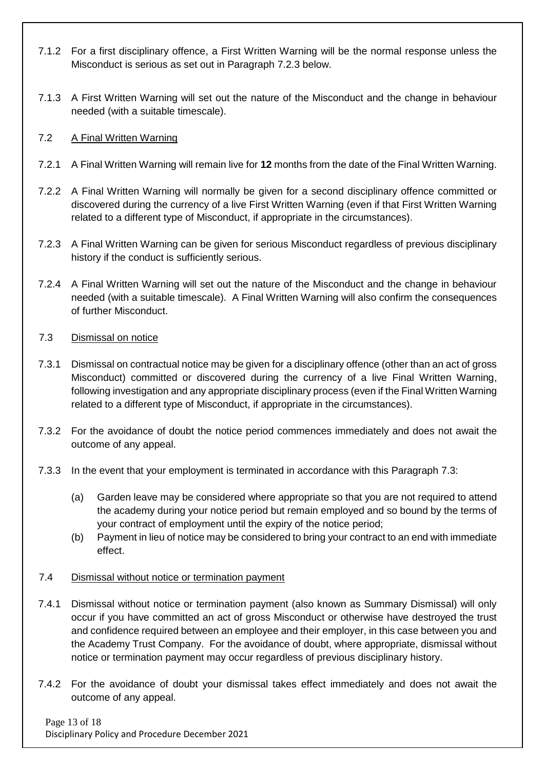7.1.2 For a first disciplinary offence, a First Written Warning will be the normal response unless the Misconduct is serious as set out in Paragraph 7.2.3 below.

7.1.3 A First Written Warning will set out the nature of the Misconduct and the change in behaviour needed (with a suitable timescale).

7.2 <u>A Final Written Warning</u>

7.2.1 A Final Written Warning will remain live for **12** months from the date of the Final Written Warning.

7.2.2 A Final Written Warning will normally be given for a second disciplinary offence committed or discovered during the currency of a live First Written Warning (even if that First Written Warning related to a different type of Misconduct, if appropriate in the circumstances).

7.2.3 A Final Written Warning can be given for serious Misconduct regardless of previous disciplinary history if the conduct is sufficiently serious.

7.2.4 A Final Written Warning will set out the nature of the Misconduct and the change in behaviour needed (with a suitable timescale). A Final Written Warning will also confirm the consequences of further Misconduct.

7.3 <u>Dismissal on notice</u>

7.3.1 Dismissal on contractual notice may be given for a disciplinary offence (other than an act of gross Misconduct) committed or discovered during the currency of a live Final Written Warning, following investigation and any appropriate disciplinary process (even if the Final Written Warning related to a different type of Misconduct, if appropriate in the circumstances).

7.3.2 For the avoidance of doubt the notice period commences immediately and does not await the outcome of any appeal.

7.3.3 In the event that your employment is terminated in accordance with this Paragraph 7.3:

(a) Garden leave may be considered where appropriate so that you are not required to attend the academy during your notice period but remain employed and so bound by the terms of your contract of employment until the expiry of the notice period;

(b) Payment in lieu of notice may be considered to bring your contract to an end with immediate effect.

7.4 <u>Dismissal without notice or termination payment</u>

7.4.1 Dismissal without notice or termination payment (also known as Summary Dismissal) will only occur if you have committed an act of gross Misconduct or otherwise have destroyed the trust and confidence required between an employee and their employer, in this case between you and the Academy Trust Company. For the avoidance of doubt, where appropriate, dismissal without notice or termination payment may occur regardless of previous disciplinary history.

7.4.2 For the avoidance of doubt your dismissal takes effect immediately and does not await the outcome of any appeal.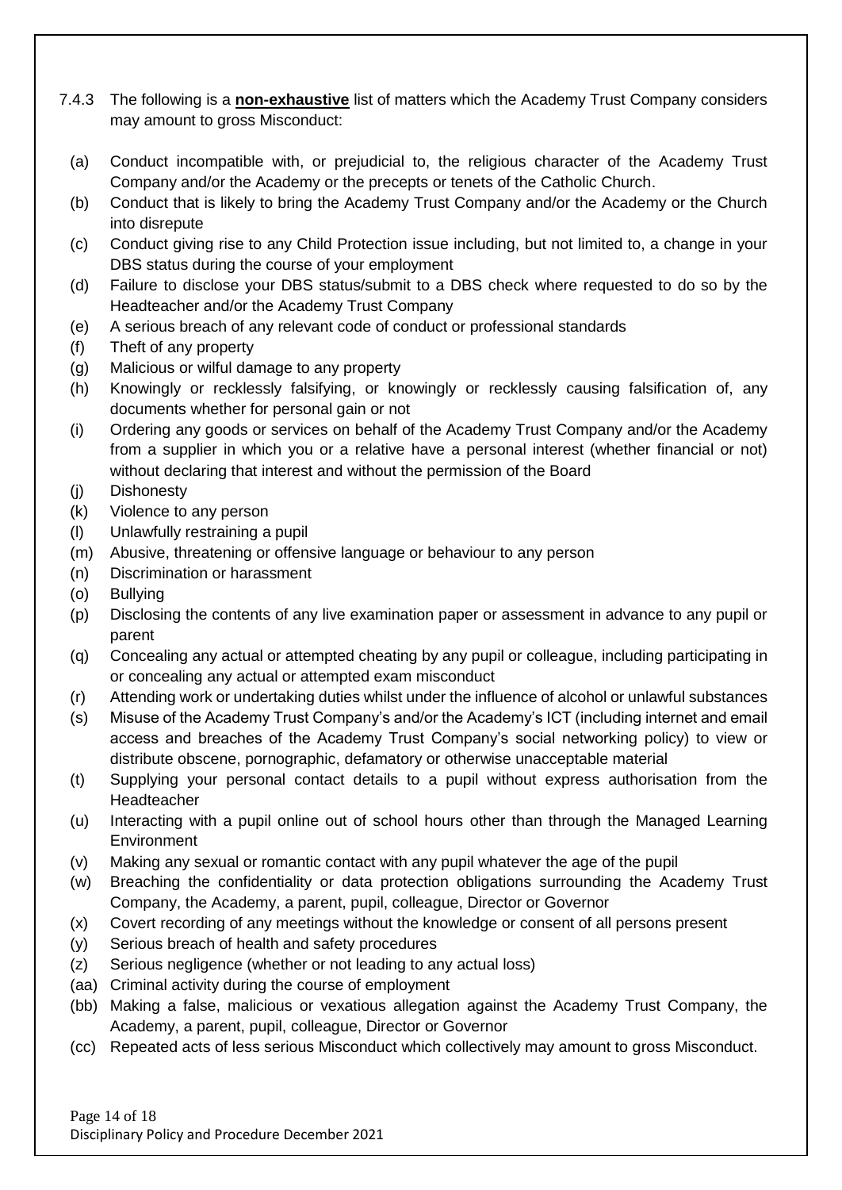7.4.3 The following is a **non-exhaustive** list of matters which the Academy Trust Company considers may amount to gross Misconduct:

(a) Conduct incompatible with, or prejudicial to, the religious character of the Academy Trust Company and/or the Academy or the precepts or tenets of the Catholic Church.

(b) Conduct that is likely to bring the Academy Trust Company and/or the Academy or the Church into disrepute

(c) Conduct giving rise to any Child Protection issue including, but not limited to, a change in your DBS status during the course of your employment

(d) Failure to disclose your DBS status/submit to a DBS check where requested to do so by the Headteacher and/or the Academy Trust Company

(e) A serious breach of any relevant code of conduct or professional standards

(f) Theft of any property

(g) Malicious or wilful damage to any property

(h) Knowingly or recklessly falsifying, or knowingly or recklessly causing falsification of, any documents whether for personal gain or not

(i) Ordering any goods or services on behalf of the Academy Trust Company and/or the Academy from a supplier in which you or a relative have a personal interest (whether financial or not) without declaring that interest and without the permission of the Board

(j) Dishonesty

(k) Violence to any person

(l) Unlawfully restraining a pupil

(m) Abusive, threatening or offensive language or behaviour to any person

(n) Discrimination or harassment

(o) Bullying

(p) Disclosing the contents of any live examination paper or assessment in advance to any pupil or parent

(q) Concealing any actual or attempted cheating by any pupil or colleague, including participating in or concealing any actual or attempted exam misconduct

(r) Attending work or undertaking duties whilst under the influence of alcohol or unlawful substances

(s) Misuse of the Academy Trust Company's and/or the Academy's ICT (including internet and email access and breaches of the Academy Trust Company's social networking policy) to view or distribute obscene, pornographic, defamatory or otherwise unacceptable material

(t) Supplying your personal contact details to a pupil without express authorisation from the Headteacher

(u) Interacting with a pupil online out of school hours other than through the Managed Learning Environment

(v) Making any sexual or romantic contact with any pupil whatever the age of the pupil

(w) Breaching the confidentiality or data protection obligations surrounding the Academy Trust Company, the Academy, a parent, pupil, colleague, Director or Governor

(x) Covert recording of any meetings without the knowledge or consent of all persons present

(y) Serious breach of health and safety procedures

(z) Serious negligence (whether or not leading to any actual loss)

(aa) Criminal activity during the course of employment

(bb) Making a false, malicious or vexatious allegation against the Academy Trust Company, the Academy, a parent, pupil, colleague, Director or Governor

(cc) Repeated acts of less serious Misconduct which collectively may amount to gross Misconduct.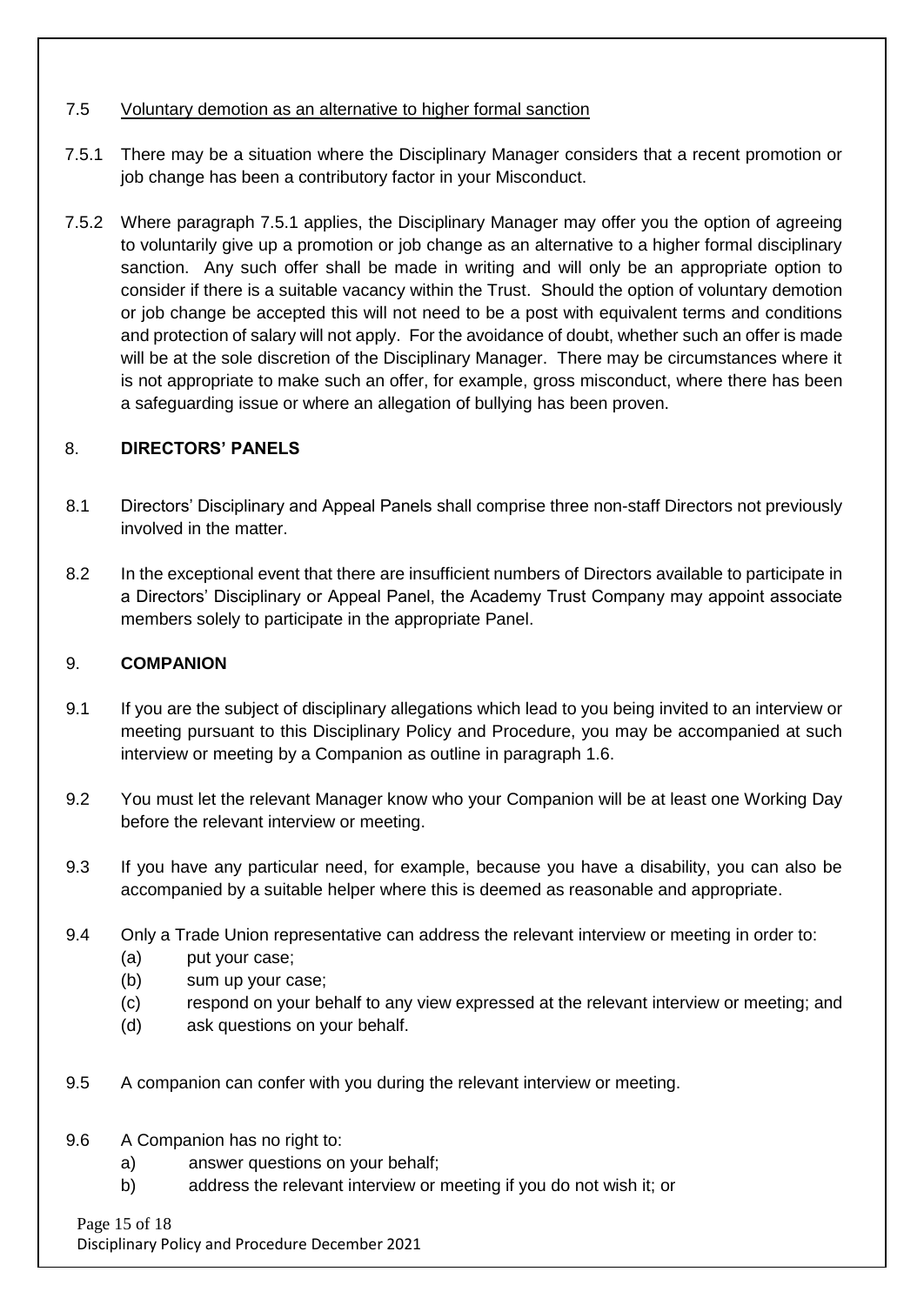7.5 <u>Voluntary demotion as an alternative to higher formal sanction</u>

7.5.1 There may be a situation where the Disciplinary Manager considers that a recent promotion or job change has been a contributory factor in your Misconduct.

7.5.2 Where paragraph 7.5.1 applies, the Disciplinary Manager may offer you the option of agreeing to voluntarily give up a promotion or job change as an alternative to a higher formal disciplinary sanction. Any such offer shall be made in writing and will only be an appropriate option to consider if there is a suitable vacancy within the Trust. Should the option of voluntary demotion or job change be accepted this will not need to be a post with equivalent terms and conditions and protection of salary will not apply. For the avoidance of doubt, whether such an offer is made will be at the sole discretion of the Disciplinary Manager. There may be circumstances where it is not appropriate to make such an offer, for example, gross misconduct, where there has been a safeguarding issue or where an allegation of bullying has been proven.

## 8. DIRECTORS' PANELS

8.1 Directors' Disciplinary and Appeal Panels shall comprise three non-staff Directors not previously involved in the matter.

8.2 In the exceptional event that there are insufficient numbers of Directors available to participate in a Directors' Disciplinary or Appeal Panel, the Academy Trust Company may appoint associate members solely to participate in the appropriate Panel.

## 9. COMPANION

9.1 If you are the subject of disciplinary allegations which lead to you being invited to an interview or meeting pursuant to this Disciplinary Policy and Procedure, you may be accompanied at such interview or meeting by a Companion as outline in paragraph 1.6.

9.2 You must let the relevant Manager know who your Companion will be at least one Working Day before the relevant interview or meeting.

9.3 If you have any particular need, for example, because you have a disability, you can also be accompanied by a suitable helper where this is deemed as reasonable and appropriate.

9.4 Only a Trade Union representative can address the relevant interview or meeting in order to:

- (a) put your case;
- (b) sum up your case;
- (c) respond on your behalf to any view expressed at the relevant interview or meeting; and
- (d) ask questions on your behalf.

9.5 A companion can confer with you during the relevant interview or meeting.

9.6 A Companion has no right to:

- a) answer questions on your behalf;
- b) address the relevant interview or meeting if you do not wish it; or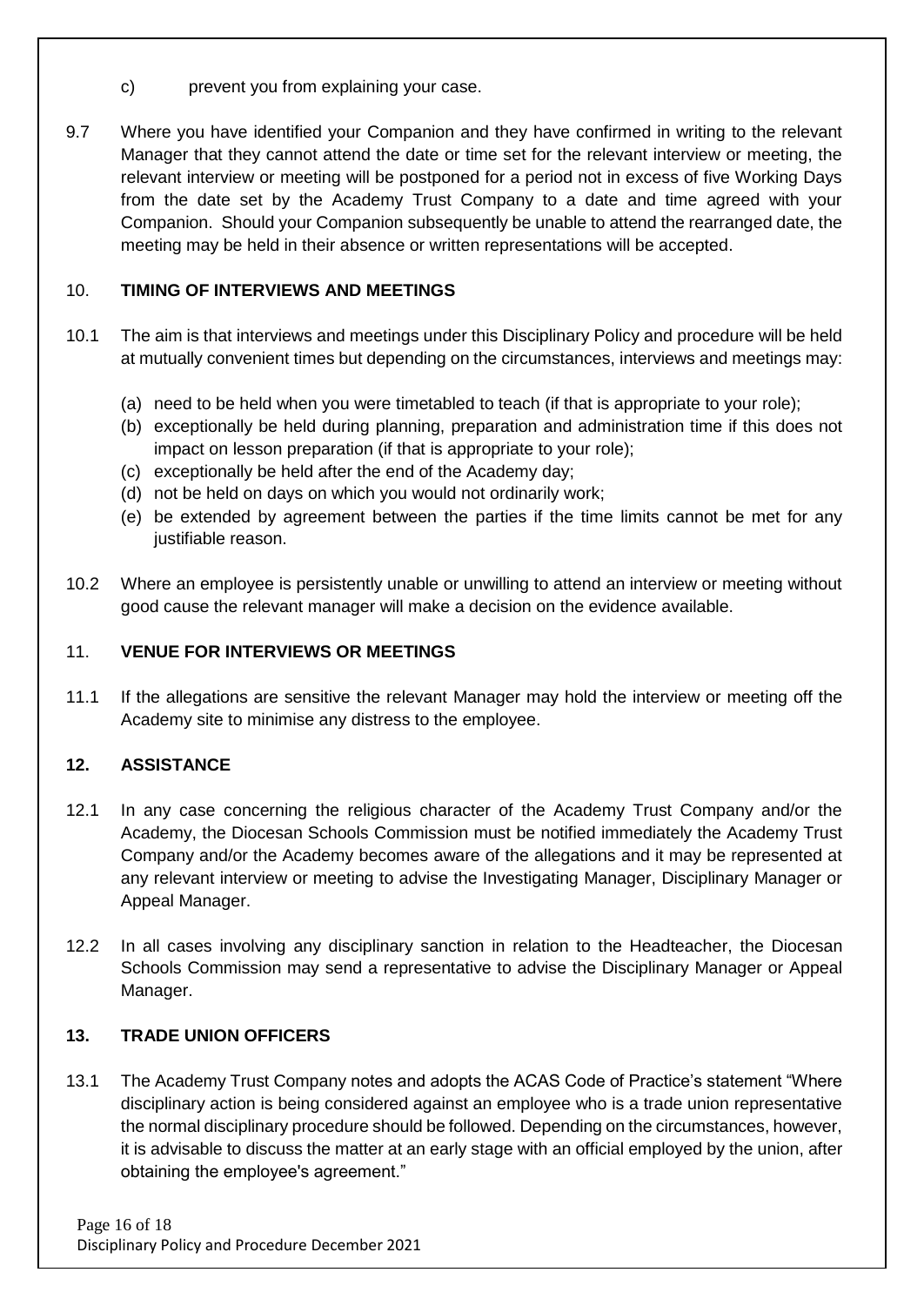c) prevent you from explaining your case.

9.7 Where you have identified your Companion and they have confirmed in writing to the relevant Manager that they cannot attend the date or time set for the relevant interview or meeting, the relevant interview or meeting will be postponed for a period not in excess of five Working Days from the date set by the Academy Trust Company to a date and time agreed with your Companion. Should your Companion subsequently be unable to attend the rearranged date, the meeting may be held in their absence or written representations will be accepted.

## 10. TIMING OF INTERVIEWS AND MEETINGS

10.1 The aim is that interviews and meetings under this Disciplinary Policy and procedure will be held at mutually convenient times but depending on the circumstances, interviews and meetings may:

(a) need to be held when you were timetabled to teach (if that is appropriate to your role);
(b) exceptionally be held during planning, preparation and administration time if this does not impact on lesson preparation (if that is appropriate to your role);
(c) exceptionally be held after the end of the Academy day;
(d) not be held on days on which you would not ordinarily work;
(e) be extended by agreement between the parties if the time limits cannot be met for any justifiable reason.

10.2 Where an employee is persistently unable or unwilling to attend an interview or meeting without good cause the relevant manager will make a decision on the evidence available.

## 11. VENUE FOR INTERVIEWS OR MEETINGS

11.1 If the allegations are sensitive the relevant Manager may hold the interview or meeting off the Academy site to minimise any distress to the employee.

## 12. ASSISTANCE

12.1 In any case concerning the religious character of the Academy Trust Company and/or the Academy, the Diocesan Schools Commission must be notified immediately the Academy Trust Company and/or the Academy becomes aware of the allegations and it may be represented at any relevant interview or meeting to advise the Investigating Manager, Disciplinary Manager or Appeal Manager.

12.2 In all cases involving any disciplinary sanction in relation to the Headteacher, the Diocesan Schools Commission may send a representative to advise the Disciplinary Manager or Appeal Manager.

## 13. TRADE UNION OFFICERS

13.1 The Academy Trust Company notes and adopts the ACAS Code of Practice's statement "Where disciplinary action is being considered against an employee who is a trade union representative the normal disciplinary procedure should be followed. Depending on the circumstances, however, it is advisable to discuss the matter at an early stage with an official employed by the union, after obtaining the employee's agreement."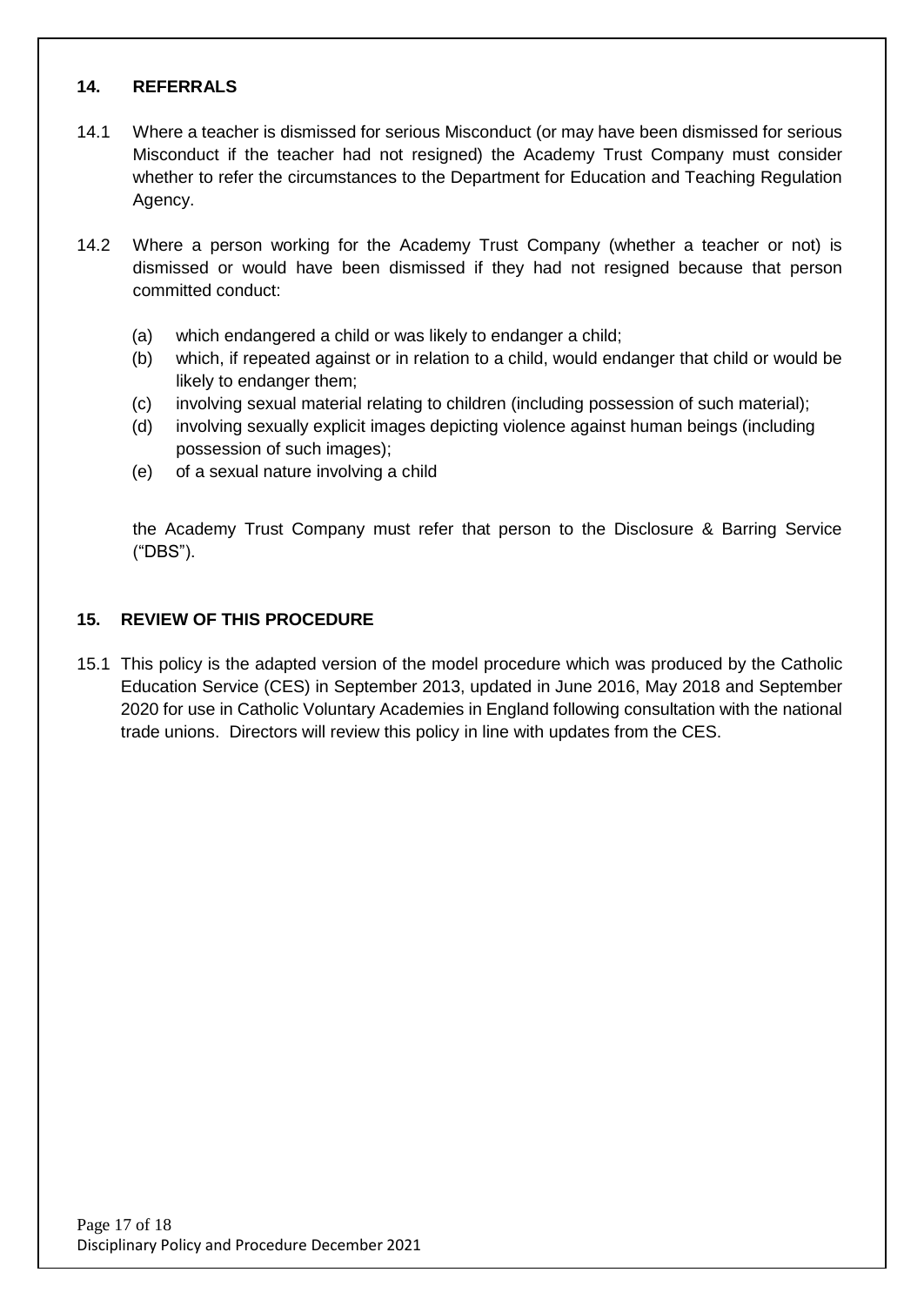## 14. REFERRALS

14.1 Where a teacher is dismissed for serious Misconduct (or may have been dismissed for serious Misconduct if the teacher had not resigned) the Academy Trust Company must consider whether to refer the circumstances to the Department for Education and Teaching Regulation Agency.

14.2 Where a person working for the Academy Trust Company (whether a teacher or not) is dismissed or would have been dismissed if they had not resigned because that person committed conduct:

(a) which endangered a child or was likely to endanger a child;
(b) which, if repeated against or in relation to a child, would endanger that child or would be likely to endanger them;
(c) involving sexual material relating to children (including possession of such material);
(d) involving sexually explicit images depicting violence against human beings (including possession of such images);
(e) of a sexual nature involving a child

the Academy Trust Company must refer that person to the Disclosure & Barring Service ("DBS").

## 15. REVIEW OF THIS PROCEDURE

15.1 This policy is the adapted version of the model procedure which was produced by the Catholic Education Service (CES) in September 2013, updated in June 2016, May 2018 and September 2020 for use in Catholic Voluntary Academies in England following consultation with the national trade unions. Directors will review this policy in line with updates from the CES.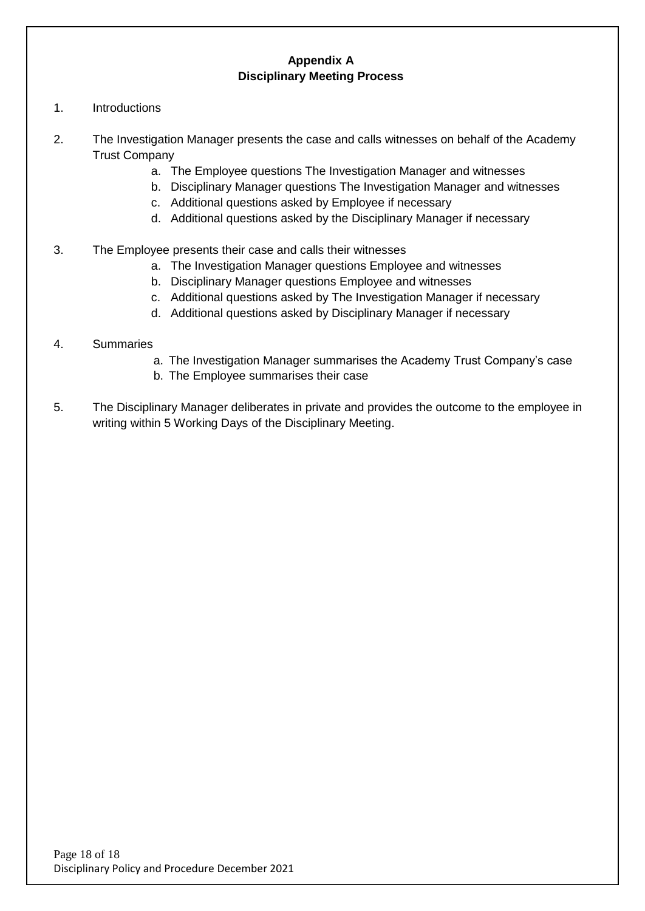**Appendix A**
**Disciplinary Meeting Process**

1. Introductions

2. The Investigation Manager presents the case and calls witnesses on behalf of the Academy Trust Company
   a. The Employee questions The Investigation Manager and witnesses
   b. Disciplinary Manager questions The Investigation Manager and witnesses
   c. Additional questions asked by Employee if necessary
   d. Additional questions asked by the Disciplinary Manager if necessary

3. The Employee presents their case and calls their witnesses
   a. The Investigation Manager questions Employee and witnesses
   b. Disciplinary Manager questions Employee and witnesses
   c. Additional questions asked by The Investigation Manager if necessary
   d. Additional questions asked by Disciplinary Manager if necessary

4. Summaries
   a. The Investigation Manager summarises the Academy Trust Company's case
   b. The Employee summarises their case

5. The Disciplinary Manager deliberates in private and provides the outcome to the employee in writing within 5 Working Days of the Disciplinary Meeting.